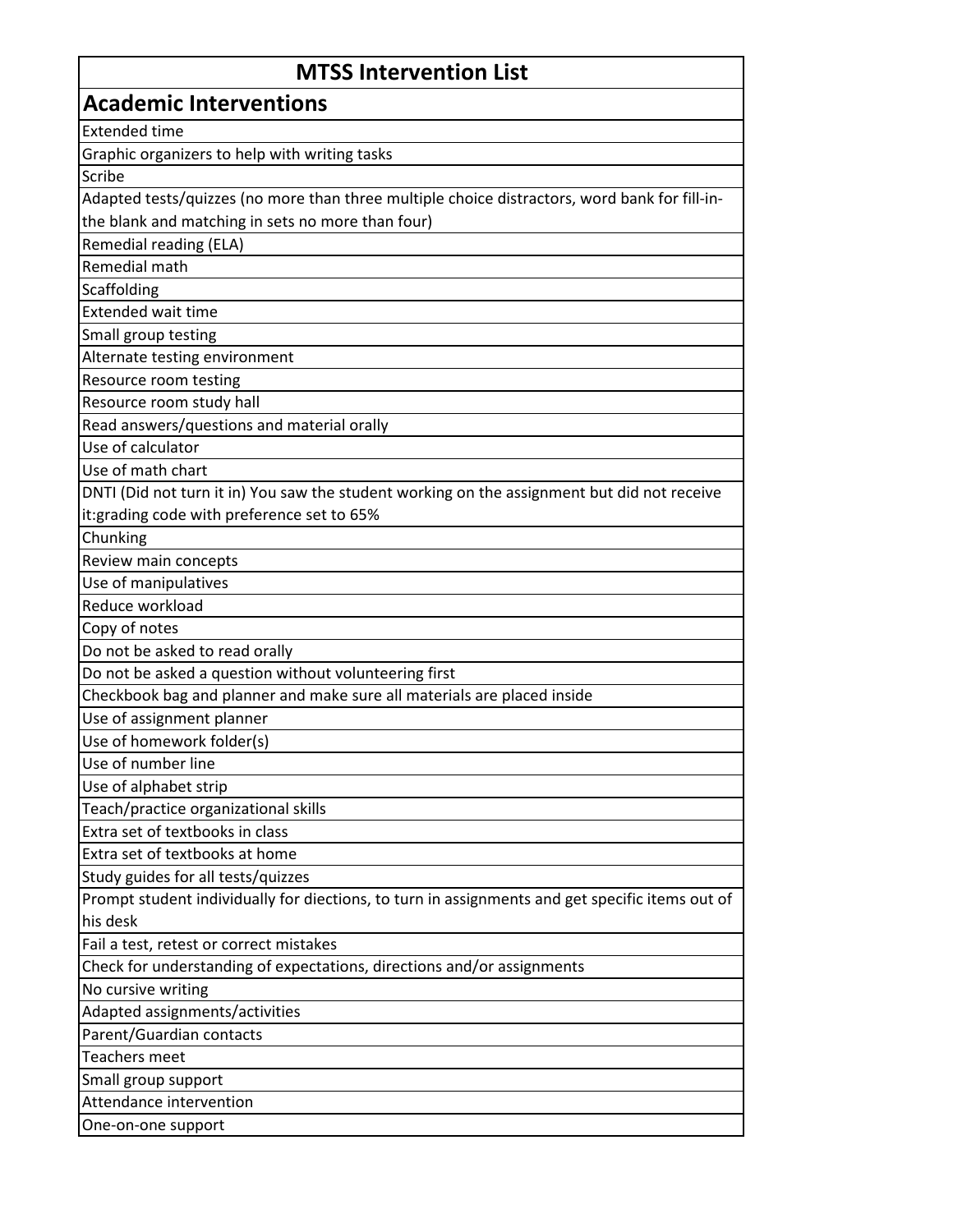| MTSS Intervention List |
| --- |
| **Academic Interventions** |
| Extended time |
| Graphic organizers to help with writing tasks |
| Scribe |
| Adapted tests/quizzes (no more than three multiple choice distractors, word bank for fill-in-the blank and matching in sets no more than four) |
| Remedial reading (ELA) |
| Remedial math |
| Scaffolding |
| Extended wait time |
| Small group testing |
| Alternate testing environment |
| Resource room testing |
| Resource room study hall |
| Read answers/questions and material orally |
| Use of calculator |
| Use of math chart |
| DNTI (Did not turn it in) You saw the student working on the assignment but did not receive it:grading code with preference set to 65% |
| Chunking |
| Review main concepts |
| Use of manipulatives |
| Reduce workload |
| Copy of notes |
| Do not be asked to read orally |
| Do not be asked a question without volunteering first |
| Checkbook bag and planner and make sure all materials are placed inside |
| Use of assignment planner |
| Use of homework folder(s) |
| Use of number line |
| Use of alphabet strip |
| Teach/practice organizational skills |
| Extra set of textbooks in class |
| Extra set of textbooks at home |
| Study guides for all tests/quizzes |
| Prompt student individually for diections, to turn in assignments and get specific items out of his desk |
| Fail a test, retest or correct mistakes |
| Check for understanding of expectations, directions and/or assignments |
| No cursive writing |
| Adapted assignments/activities |
| Parent/Guardian contacts |
| Teachers meet |
| Small group support |
| Attendance intervention |
| One-on-one support |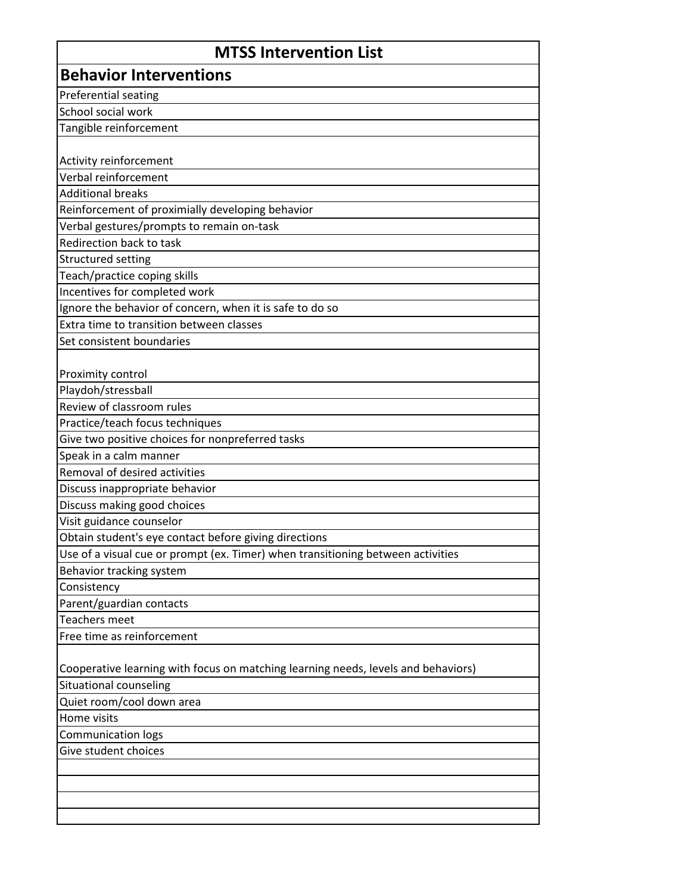| MTSS Intervention List |
|---|
| **Behavior Interventions** |
| Preferential seating |
| School social work |
| Tangible reinforcement |
| Activity reinforcement |
| Verbal reinforcement |
| Additional breaks |
| Reinforcement of proximially developing behavior |
| Verbal gestures/prompts to remain on-task |
| Redirection back to task |
| Structured setting |
| Teach/practice coping skills |
| Incentives for completed work |
| Ignore the behavior of concern, when it is safe to do so |
| Extra time to transition between classes |
| Set consistent boundaries |
| Proximity control |
| Playdoh/stressball |
| Review of classroom rules |
| Practice/teach focus techniques |
| Give two positive choices for nonpreferred tasks |
| Speak in a calm manner |
| Removal of desired activities |
| Discuss inappropriate behavior |
| Discuss making good choices |
| Visit guidance counselor |
| Obtain student's eye contact before giving directions |
| Use of a visual cue or prompt (ex. Timer) when transitioning between activities |
| Behavior tracking system |
| Consistency |
| Parent/guardian contacts |
| Teachers meet |
| Free time as reinforcement |
| Cooperative learning with focus on matching learning needs, levels and behaviors) |
| Situational counseling |
| Quiet room/cool down area |
| Home visits |
| Communication logs |
| Give student choices |
| |
| |
| |
| |